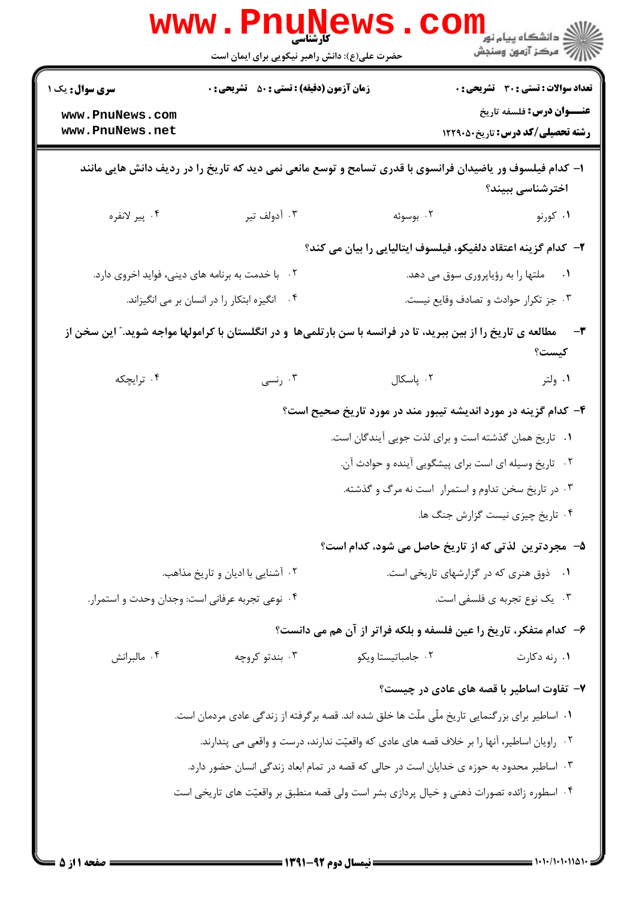**تعداد سوالات: تستی: ۳۰ تشریحی: ۰** | **زمان آزمون (دقیقه): تستی: ۵۰ تشریحی: ۰** | **سری سوال: یک ۱**

**عنـــوان درس:** فلسفه تاریخ

**رشته تحصیلی/کد درس:** تاریخ۱۲۲۹۰۵۰

---

**۱- کدام فیلسوف ور یاضیدان فرانسوی با قدری تسامح و توسع مانعی نمی دید که تاریخ را در ردیف دانش هایی مانند اخترشناسی ببیند؟**

۱. کورنو
۲. بوسوئه
۳. آدولف تیر
۴. پیر لانفره

**۲- کدام گزینه اعتقاد دلفیکو، فیلسوف ایتالیایی را بیان می کند؟**

۱. ملتها را به رؤیاپروری سوق می دهد.
۲. با خدمت به برنامه های دینی، فواید اخروی دارد.
۳. جز تکرار حوادث و تصادف وقایع نیست.
۴. انگیزه ابتکار را در انسان بر می انگیزاند.

**۳- مطالعه ی تاریخ را از بین ببرید، تا در فرانسه با سن بارتلمی‌ها و در انگلستان با کرامولها مواجه شوید." این سخن از کیست؟**

۱. ولتر
۲. پاسکال
۳. رنسی
۴. ترایچکه

**۴- کدام گزینه در مورد اندیشه تیبور مند در مورد تاریخ صحیح است؟**

۱. تاریخ همان گذشته است و برای لذت جویی آیندگان است.
۲. تاریخ وسیله ای است برای پیشگویی آینده و حوادث آن.
۳. در تاریخ سخن تداوم و استمرار است نه مرگ و گذشته.
۴. تاریخ چیزی نیست گزارش جنگ ها.

**۵- مجردترین لذتی که از تاریخ حاصل می شود، کدام است؟**

۱. ذوق هنری که در گزارشهای تاریخی است.
۲. آشنایی با ادیان و تاریخ مذاهب.
۳. یک نوع تجربه ی فلسفی است.
۴. نوعی تجربه عرفانی است: وجدان وحدت و استمرار.

**۶- کدام متفکر، تاریخ را عین فلسفه و بلکه فراتر از آن هم می دانست؟**

۱. رنه دکارت
۲. جامباتیستا ویکو
۳. بندتو کروچه
۴. مالبرانش

**۷- تفاوت اساطیر با قصه های عادی در چیست؟**

۱. اساطیر برای بزرگنمایی تاریخ ملّی ملّت ها خلق شده اند. قصه برگرفته از زندگی عادی مردمان است.
۲. راویان اساطیر، آنها را بر خلاف قصه های عادی که واقعیّت ندارند، درست و واقعی می پندارند.
۳. اساطیر محدود به حوزه ی خدایان است در حالی که قصه در تمام ابعاد زندگی انسان حضور دارد.
۴. اسطوره زائده تصورات ذهنی و خیال پردازی بشر است ولی قصه منطبق بر واقعیّت های تاریخی است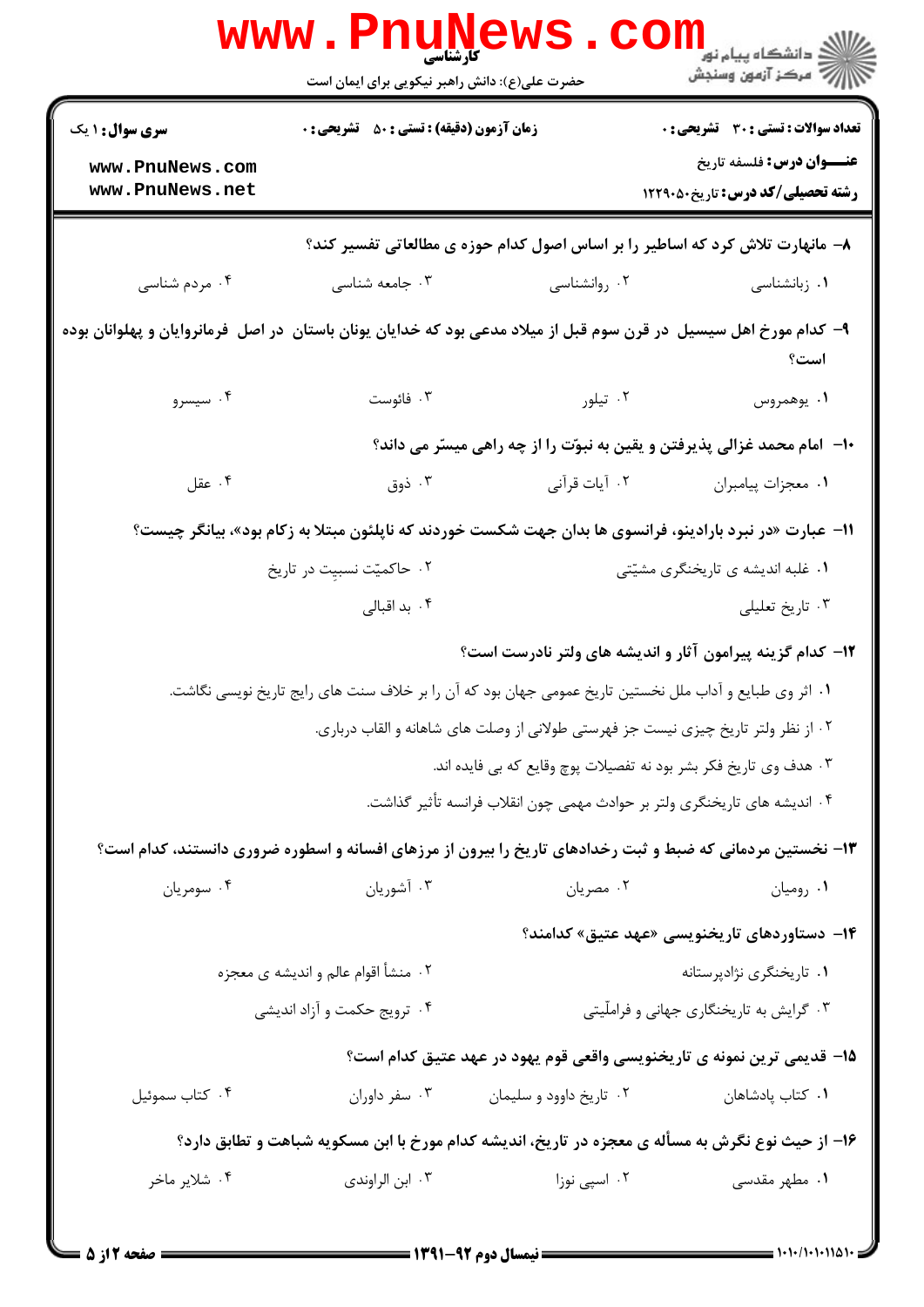**سری سوال:** ۱ یک | **زمان آزمون (دقیقه):** تستی: ۵۰ تشریحی: ۰ | **تعداد سوالات:** تستی: ۳۰ تشریحی: ۰

**عنـــوان درس:** فلسفه تاریخ

**رشته تحصیلی/کد درس:** تاریخ ۱۲۲۹۰۵۰

۸– مانهارت تلاش کرد که اساطیر را بر اساس اصول کدام حوزه ی مطالعاتی تفسیر کند؟

۱. زبانشناسی
۲. روانشناسی
۳. جامعه شناسی
۴. مردم شناسی

۹– کدام مورخ اهل سیسیل در قرن سوم قبل از میلاد مدعی بود که خدایان یونان باستان در اصل فرمانروایان و پهلوانان بوده است؟

۱. یوهمروس
۲. تیلور
۳. فائوست
۴. سیسرو

۱۰– امام محمد غزالی پذیرفتن و یقین به نبوّت را از چه راهی میسّر می داند؟

۱. معجزات پیامبران
۲. آیات قرآنی
۳. ذوق
۴. عقل

۱۱– عبارت «در نبرد باردینو، فرانسوی ها بدان جهت شکست خوردند که ناپلئون مبتلا به زکام بود»، بیانگر چیست؟

۱. غلبه اندیشه ی تاریخنگری مشیّتی
۲. حاکمیّت نسبیت در تاریخ
۳. تاریخ تعلیلی
۴. بد اقبالی

۱۲– کدام گزینه پیرامون آثار و اندیشه های ولتر نادرست است؟

۱. اثر وی طبایع و آداب ملل نخستین تاریخ عمومی جهان بود که آن را بر خلاف سنت های رایج تاریخ نویسی نگاشت.
۲. از نظر ولتر تاریخ چیزی نیست جز فهرستی طولانی از وصلت های شاهانه و القاب درباری.
۳. هدف وی تاریخ فکر بشر بود نه تفصیلات پوچ وقایع که بی فایده اند.
۴. اندیشه های تاریخنگری ولتر بر حوادث مهمی چون انقلاب فرانسه تأثیر گذاشت.

۱۳– نخستین مردمانی که ضبط و ثبت رخدادهای تاریخ را بیرون از مرزهای افسانه و اسطوره ضروری دانستند، کدام است؟

۱. رومیان
۲. مصریان
۳. آشوریان
۴. سومریان

۱۴– دستاوردهای تاریخنویسی «عهد عتیق» کدامند؟

۱. تاریخنگری نژادپرستانه
۲. منشأ اقوام عالم و اندیشه ی معجزه
۳. گرایش به تاریخنگاری جهانی و فراملّیتی
۴. ترویج حکمت و آزاد اندیشی

۱۵– قدیمی ترین نمونه ی تاریخنویسی واقعی قوم یهود در عهد عتیق کدام است؟

۱. کتاب پادشاهان
۲. تاریخ داوود و سلیمان
۳. سفر داوران
۴. کتاب سموئیل

۱۶– از حیث نوع نگرش به مسأله ی معجزه در تاریخ، اندیشه کدام مورخ با ابن مسکویه شباهت و تطابق دارد؟

۱. مطهر مقدسی
۲. اسپی نوزا
۳. ابن الراوندی
۴. شلایر ماخر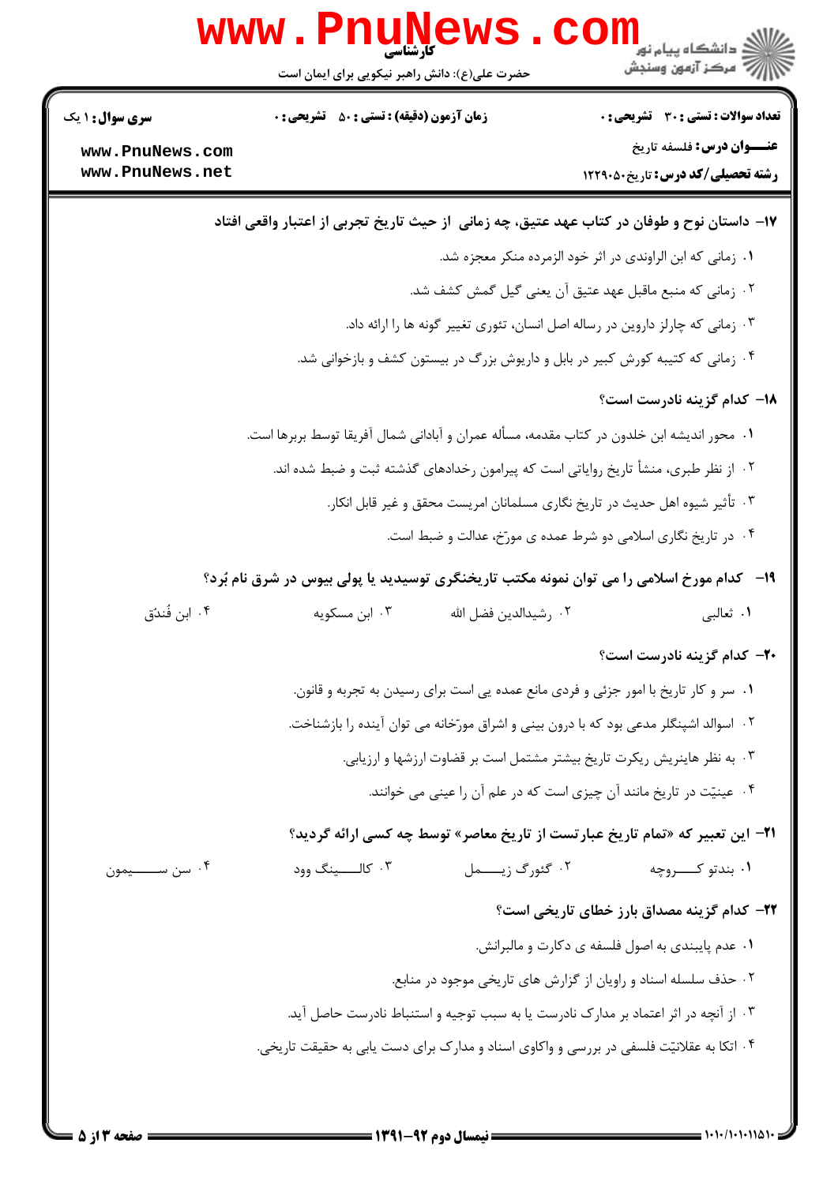۱۷- داستان نوح و طوفان در کتاب عهد عتیق، چه زمانی از حیث تاریخ تجربی از اعتبار واقعی افتاد

۱. زمانی که ابن الراوندی در اثر خود الزمرده منکر معجزه شد.

۲. زمانی که منبع ماقبل عهد عتیق آن یعنی گیل گمش کشف شد.

۳. زمانی که چارلز داروین در رساله اصل انسان، تئوری تغییر گونه ها را ارائه داد.

۴. زمانی که کتیبه کورش کبیر در بابل و داریوش بزرگ در بیستون کشف و بازخوانی شد.

۱۸- کدام گزینه نادرست است؟

۱. محور اندیشه ابن خلدون در کتاب مقدمه، مسأله عمران و آبادانی شمال آفریقا توسط بربرها است.

۲. از نظر طبری، منشأ تاریخ روایاتی است که پیرامون رخدادهای گذشته ثبت و ضبط شده اند.

۳. تأثیر شیوه اهل حدیث در تاریخ نگاری مسلمانان امریست محقق و غیر قابل انکار.

۴. در تاریخ نگاری اسلامی دو شرط عمده ی مورّخ، عدالت و ضبط است.

۱۹- کدام مورخ اسلامی را می توان نمونه مکتب تاریخنگری توسیدید یا پولی بیوس در شرق نام بُرد؟

۱. ثعالبی ۲. رشیدالدین فضل الله ۳. ابن مسکویه ۴. ابن فُندق

۲۰- کدام گزینه نادرست است؟

۱. سر و کار تاریخ با امور جزئی و فردی مانع عمده یی است برای رسیدن به تجربه و قانون.

۲. اسوالد اشپنگلر مدعی بود که با درون بینی و اشراق مورّخانه می توان آینده را بازشناخت.

۳. به نظر هاینریش ریکرت تاریخ بیشتر مشتمل است بر قضاوت ارزشها و ارزیابی.

۴. عینیّت در تاریخ مانند آن چیزی است که در علم آن را عینی می خوانند.

۲۱- این تعبیر که «تمام تاریخ عبارتست از تاریخ معاصر» توسط چه کسی ارائه گردید؟

۱. بندتو کروچه ۲. گئورگ زیمل ۳. کالینگ وود ۴. سن سیمون

۲۲- کدام گزینه مصداق بارز خطای تاریخی است؟

۱. عدم پایبندی به اصول فلسفه ی دکارت و مالبرانش.

۲. حذف سلسله اسناد و راویان از گزارش های تاریخی موجود در منابع.

۳. از آنچه در اثر اعتماد بر مدارک نادرست یا به سبب توجیه و استنباط نادرست حاصل آید.

۴. اتکا به عقلانیّت فلسفی در بررسی و واکاوی اسناد و مدارک برای دست یابی به حقیقت تاریخی.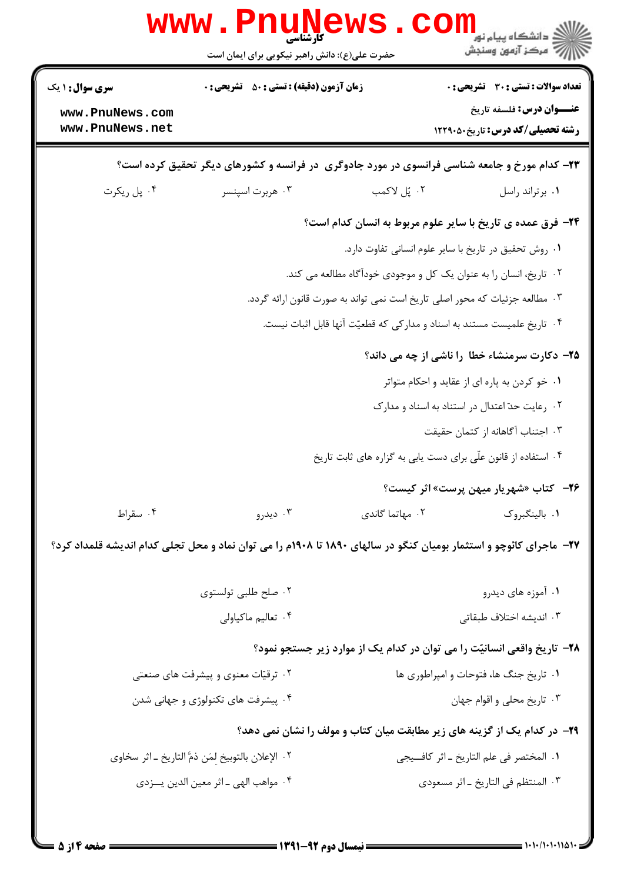**۲۳- کدام مورخ و جامعه شناسی فرانسوی در مورد جادوگری در فرانسه و کشورهای دیگر تحقیق کرده است؟**

۱. برتراند راسل
۲. پُل لاکمب
۳. هربرت اسپنسر
۴. پل ریکرت

**۲۴- فرق عمده ی تاریخ با سایر علوم مربوط به انسان کدام است؟**

۱. روش تحقیق در تاریخ با سایر علوم انسانی تفاوت دارد.
۲. تاریخ، انسان را به عنوان یک کل و موجودی خودآگاه مطالعه می کند.
۳. مطالعه جزئیات که محور اصلی تاریخ است نمی تواند به صورت قانون ارائه گردد.
۴. تاریخ علمیست مستند به اسناد و مدارکی که قطعیّت آنها قابل اثبات نیست.

**۲۵- دکارت سرمنشاء خطا را ناشی از چه می داند؟**

۱. خو کردن به پاره ای از عقاید و احکام متواتر
۲. رعایت حدّ اعتدال در استناد به اسناد و مدارک
۳. اجتناب آگاهانه از کتمان حقیقت
۴. استفاده از قانون علّی برای دست یابی به گزاره های ثابت تاریخ

**۲۶- کتاب «شهریار میهن پرست» اثر کیست؟**

۱. بالینگبروک
۲. مهاتما گاندی
۳. دیدرو
۴. سقراط

**۲۷- ماجرای کائوچو و استثمار بومیان کنگو در سالهای ۱۸۹۰ تا ۱۹۰۸م را می توان نماد و محل تجلی کدام اندیشه قلمداد کرد؟**

۱. آموزه های دیدرو
۲. صلح طلبی تولستوی
۳. اندیشه اختلاف طبقاتی
۴. تعالیم ماکیاولی

**۲۸- تاریخ واقعی انسانیّت را می توان در کدام یک از موارد زیر جستجو نمود؟**

۱. تاریخ جنگ ها، فتوحات و امپراطوری ها
۲. ترقیّات معنوی و پیشرفت های صنعتی
۳. تاریخ محلی و اقوام جهان
۴. پیشرفت های تکنولوژی و جهانی شدن

**۲۹- در کدام یک از گزینه های زیر مطابقت میان کتاب و مولف را نشان نمی دهد؟**

۱. المختصر فی علم التاریخ ـ اثر کافیجی
۲. الإعلان بالتوبیخ لِمَن ذمَّ التاریخ ـ اثر سخاوی
۳. المنتظم فی التاریخ ـ اثر مسعودی
۴. مواهب الهی ـ اثر معین الدین یزدی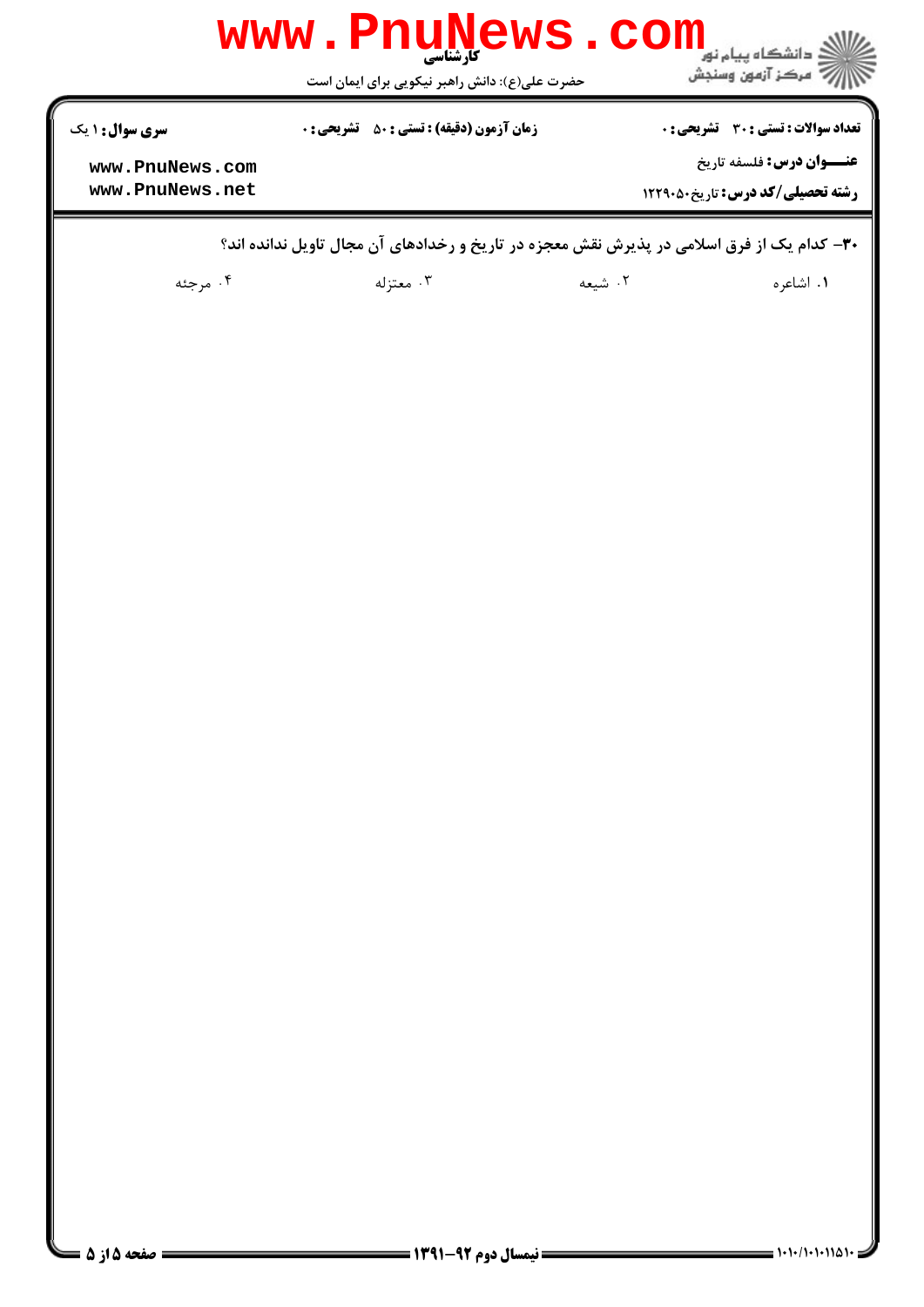**۳۰-** کدام یک از فرق اسلامی در پذیرش نقش معجزه در تاریخ و رخدادهای آن مجال تاویل نداده اند؟

۱. اشاعره

۲. شیعه

۳. معتزله

۴. مرجئه